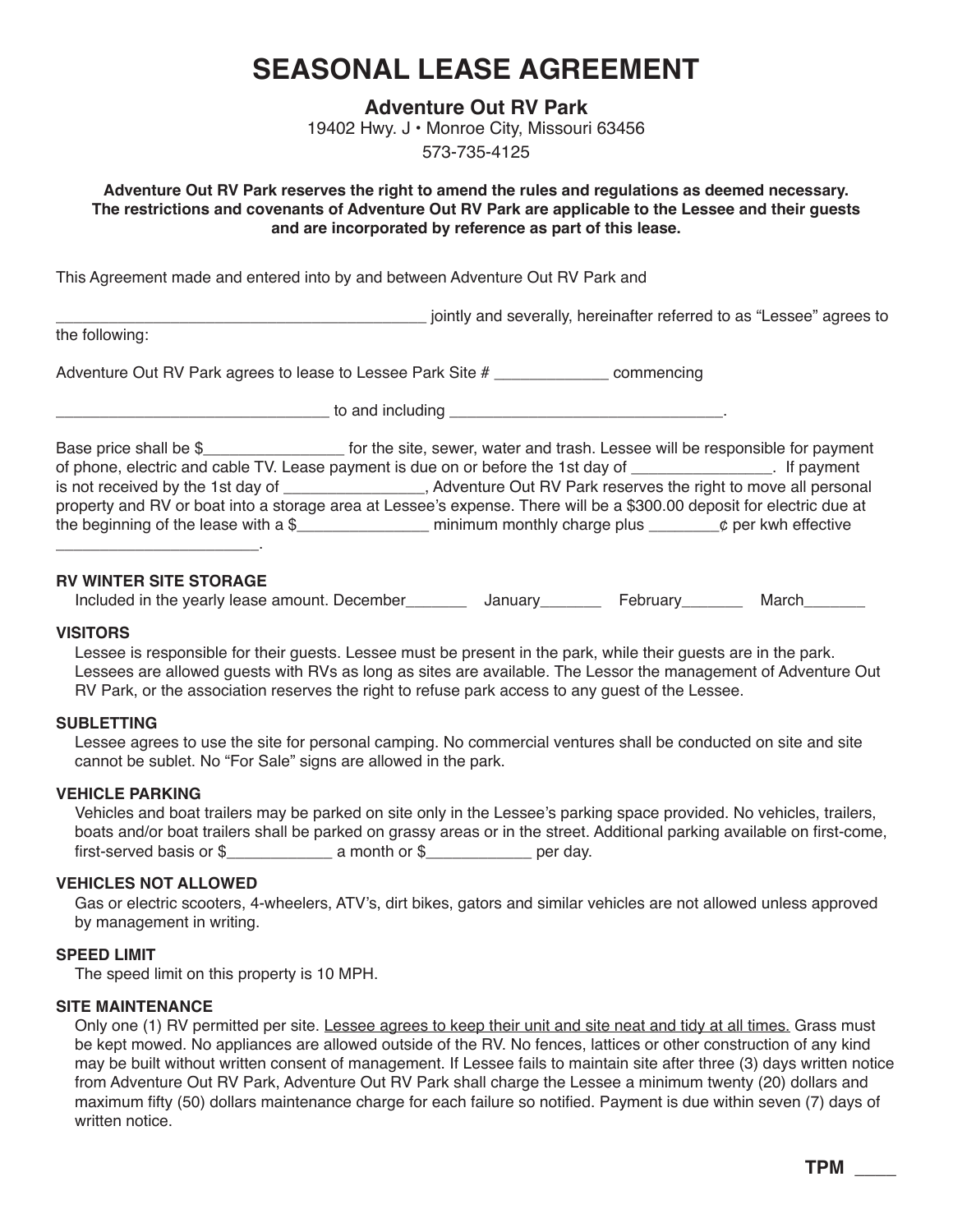# SEASONAL LEASE AGREEMENT

## Adventure Out RV Park

19402 Hwy. J • Monroe City, Missouri 63456

573-735-4125

**Adventure Out RV Park reserves the right to amend the rules and regulations as deemed necessary. The restrictions and covenants of Adventure Out RV Park are applicable to the Lessee and their guests and are incorporated by reference as part of this lease.**

This Agreement made and entered into by and between Adventure Out RV Park and

___________________________________________ jointly and severally, hereinafter referred to as "Lessee" agrees to the following:

Adventure Out RV Park agrees to lease to Lessee Park Site # _____________ commencing

_______________________________ to and including _______________________________.

Base price shall be $________________ for the site, sewer, water and trash. Lessee will be responsible for payment of phone, electric and cable TV. Lease payment is due on or before the 1st day of ________________. If payment is not received by the 1st day of ________________, Adventure Out RV Park reserves the right to move all personal property and RV or boat into a storage area at Lessee's expense. There will be a $300.00 deposit for electric due at the beginning of the lease with a $_______________ minimum monthly charge plus ________¢ per kwh effective _______________________.

**RV WINTER SITE STORAGE**

Included in the yearly lease amount. December_______ January_______ February_______ March_______

**VISITORS**

Lessee is responsible for their guests. Lessee must be present in the park, while their guests are in the park. Lessees are allowed guests with RVs as long as sites are available. The Lessor the management of Adventure Out RV Park, or the association reserves the right to refuse park access to any guest of the Lessee.

**SUBLETTING**

Lessee agrees to use the site for personal camping. No commercial ventures shall be conducted on site and site cannot be sublet. No "For Sale" signs are allowed in the park.

**VEHICLE PARKING**

Vehicles and boat trailers may be parked on site only in the Lessee's parking space provided. No vehicles, trailers, boats and/or boat trailers shall be parked on grassy areas or in the street. Additional parking available on first-come, first-served basis or $____________ a month or $____________ per day.

**VEHICLES NOT ALLOWED**

Gas or electric scooters, 4-wheelers, ATV's, dirt bikes, gators and similar vehicles are not allowed unless approved by management in writing.

**SPEED LIMIT**

The speed limit on this property is 10 MPH.

**SITE MAINTENANCE**

Only one (1) RV permitted per site. Lessee agrees to keep their unit and site neat and tidy at all times. Grass must be kept mowed. No appliances are allowed outside of the RV. No fences, lattices or other construction of any kind may be built without written consent of management. If Lessee fails to maintain site after three (3) days written notice from Adventure Out RV Park, Adventure Out RV Park shall charge the Lessee a minimum twenty (20) dollars and maximum fifty (50) dollars maintenance charge for each failure so notified. Payment is due within seven (7) days of written notice.

**TPM** ____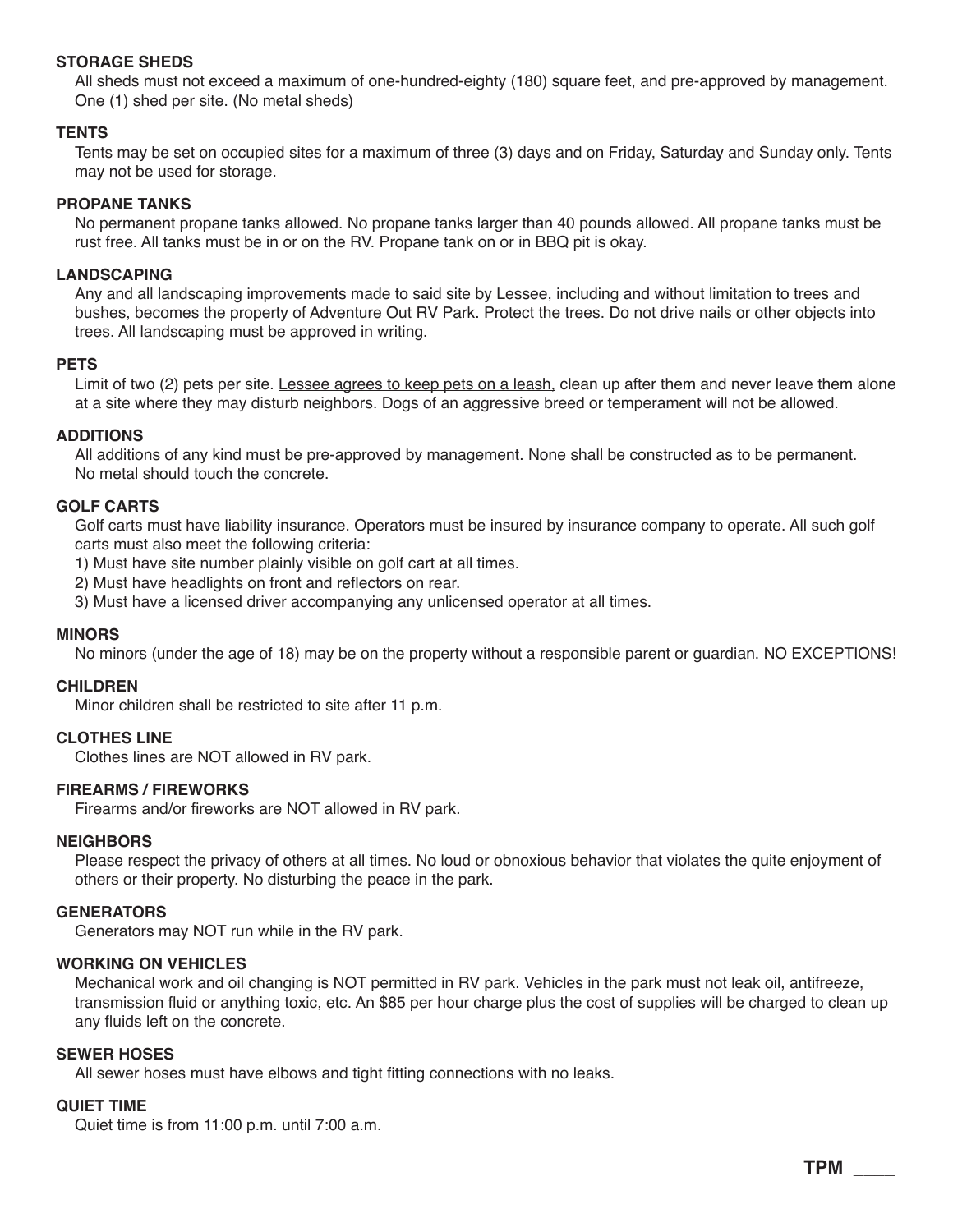**STORAGE SHEDS**

All sheds must not exceed a maximum of one-hundred-eighty (180) square feet, and pre-approved by management. One (1) shed per site. (No metal sheds)

**TENTS**

Tents may be set on occupied sites for a maximum of three (3) days and on Friday, Saturday and Sunday only. Tents may not be used for storage.

**PROPANE TANKS**

No permanent propane tanks allowed. No propane tanks larger than 40 pounds allowed. All propane tanks must be rust free. All tanks must be in or on the RV. Propane tank on or in BBQ pit is okay.

**LANDSCAPING**

Any and all landscaping improvements made to said site by Lessee, including and without limitation to trees and bushes, becomes the property of Adventure Out RV Park. Protect the trees. Do not drive nails or other objects into trees. All landscaping must be approved in writing.

**PETS**

Limit of two (2) pets per site. <u>Lessee agrees to keep pets on a leash,</u> clean up after them and never leave them alone at a site where they may disturb neighbors. Dogs of an aggressive breed or temperament will not be allowed.

**ADDITIONS**

All additions of any kind must be pre-approved by management. None shall be constructed as to be permanent. No metal should touch the concrete.

**GOLF CARTS**

Golf carts must have liability insurance. Operators must be insured by insurance company to operate. All such golf carts must also meet the following criteria:

1) Must have site number plainly visible on golf cart at all times.
2) Must have headlights on front and reflectors on rear.
3) Must have a licensed driver accompanying any unlicensed operator at all times.

**MINORS**

No minors (under the age of 18) may be on the property without a responsible parent or guardian. NO EXCEPTIONS!

**CHILDREN**

Minor children shall be restricted to site after 11 p.m.

**CLOTHES LINE**

Clothes lines are NOT allowed in RV park.

**FIREARMS / FIREWORKS**

Firearms and/or fireworks are NOT allowed in RV park.

**NEIGHBORS**

Please respect the privacy of others at all times. No loud or obnoxious behavior that violates the quite enjoyment of others or their property. No disturbing the peace in the park.

**GENERATORS**

Generators may NOT run while in the RV park.

**WORKING ON VEHICLES**

Mechanical work and oil changing is NOT permitted in RV park. Vehicles in the park must not leak oil, antifreeze, transmission fluid or anything toxic, etc. An $85 per hour charge plus the cost of supplies will be charged to clean up any fluids left on the concrete.

**SEWER HOSES**

All sewer hoses must have elbows and tight fitting connections with no leaks.

**QUIET TIME**

Quiet time is from 11:00 p.m. until 7:00 a.m.

**TPM** ____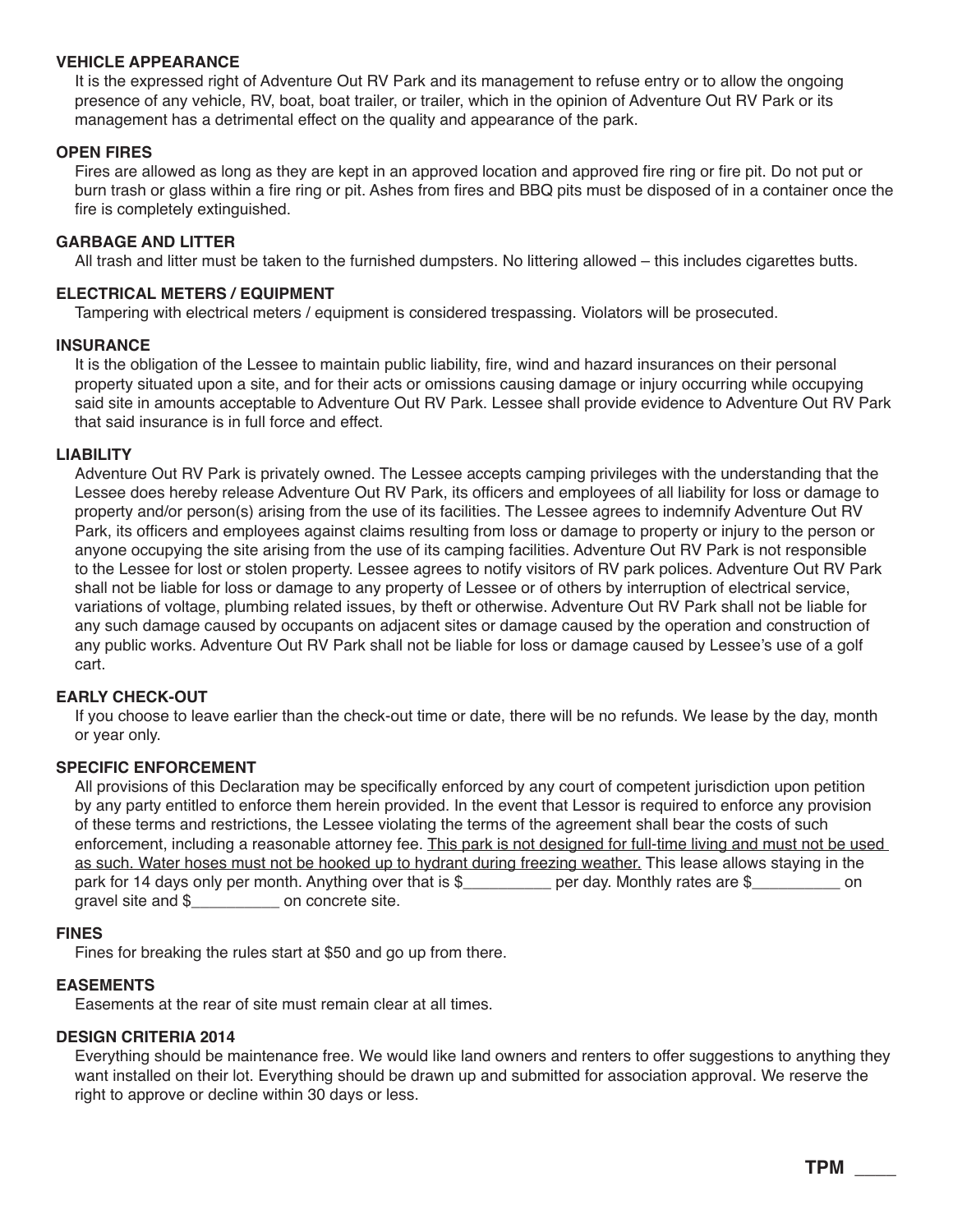### VEHICLE APPEARANCE

It is the expressed right of Adventure Out RV Park and its management to refuse entry or to allow the ongoing presence of any vehicle, RV, boat, boat trailer, or trailer, which in the opinion of Adventure Out RV Park or its management has a detrimental effect on the quality and appearance of the park.

### OPEN FIRES

Fires are allowed as long as they are kept in an approved location and approved fire ring or fire pit. Do not put or burn trash or glass within a fire ring or pit. Ashes from fires and BBQ pits must be disposed of in a container once the fire is completely extinguished.

### GARBAGE AND LITTER

All trash and litter must be taken to the furnished dumpsters. No littering allowed – this includes cigarettes butts.

### ELECTRICAL METERS / EQUIPMENT

Tampering with electrical meters / equipment is considered trespassing. Violators will be prosecuted.

### INSURANCE

It is the obligation of the Lessee to maintain public liability, fire, wind and hazard insurances on their personal property situated upon a site, and for their acts or omissions causing damage or injury occurring while occupying said site in amounts acceptable to Adventure Out RV Park. Lessee shall provide evidence to Adventure Out RV Park that said insurance is in full force and effect.

### LIABILITY

Adventure Out RV Park is privately owned. The Lessee accepts camping privileges with the understanding that the Lessee does hereby release Adventure Out RV Park, its officers and employees of all liability for loss or damage to property and/or person(s) arising from the use of its facilities. The Lessee agrees to indemnify Adventure Out RV Park, its officers and employees against claims resulting from loss or damage to property or injury to the person or anyone occupying the site arising from the use of its camping facilities. Adventure Out RV Park is not responsible to the Lessee for lost or stolen property. Lessee agrees to notify visitors of RV park polices. Adventure Out RV Park shall not be liable for loss or damage to any property of Lessee or of others by interruption of electrical service, variations of voltage, plumbing related issues, by theft or otherwise. Adventure Out RV Park shall not be liable for any such damage caused by occupants on adjacent sites or damage caused by the operation and construction of any public works. Adventure Out RV Park shall not be liable for loss or damage caused by Lessee's use of a golf cart.

### EARLY CHECK-OUT

If you choose to leave earlier than the check-out time or date, there will be no refunds. We lease by the day, month or year only.

### SPECIFIC ENFORCEMENT

All provisions of this Declaration may be specifically enforced by any court of competent jurisdiction upon petition by any party entitled to enforce them herein provided. In the event that Lessor is required to enforce any provision of these terms and restrictions, the Lessee violating the terms of the agreement shall bear the costs of such enforcement, including a reasonable attorney fee. <u>This park is not designed for full-time living and must not be used as such. Water hoses must not be hooked up to hydrant during freezing weather.</u> This lease allows staying in the park for 14 days only per month. Anything over that is $__________ per day. Monthly rates are $__________ on gravel site and $__________ on concrete site.

### FINES

Fines for breaking the rules start at $50 and go up from there.

### EASEMENTS

Easements at the rear of site must remain clear at all times.

### DESIGN CRITERIA 2014

Everything should be maintenance free. We would like land owners and renters to offer suggestions to anything they want installed on their lot. Everything should be drawn up and submitted for association approval. We reserve the right to approve or decline within 30 days or less.

**TPM** ____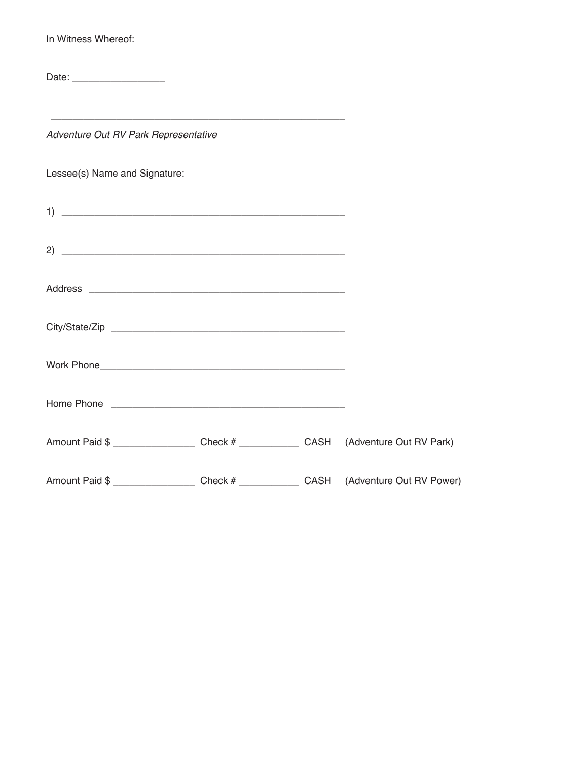In Witness Whereof:

Date: _________________

_______________________________________________________

*Adventure Out RV Park Representative*

Lessee(s) Name and Signature:

1) _____________________________________________________

2) _____________________________________________________

Address ______________________________________________

City/State/Zip __________________________________________

Work Phone_____________________________________________

Home Phone ___________________________________________

Amount Paid $ _______________ Check # ___________ CASH (Adventure Out RV Park)

Amount Paid $ _______________ Check # ___________ CASH (Adventure Out RV Power)